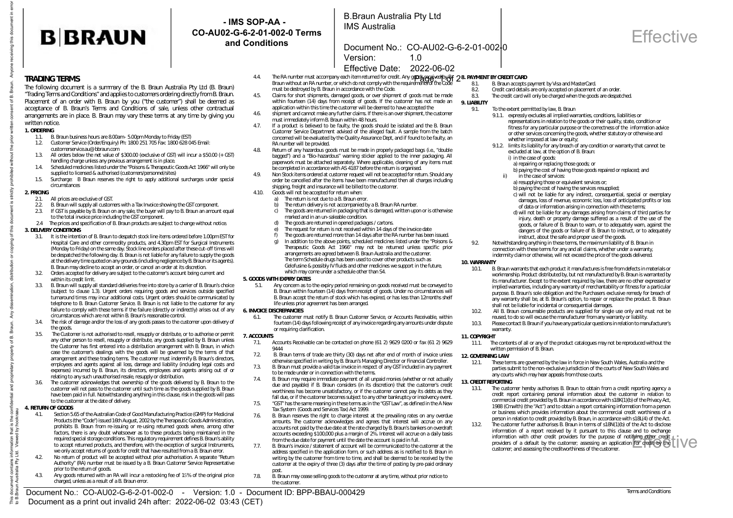# TRADING TERMS

The following document is a summary of the B. Braun Australia Pty Ltd (B. Braun) "Trading Terms and Conditions" and applies to customers ordering directly from B. Braun. Placement of an order with B. Braun by you ("the customer") shall be deemed as acceptance of B. Braun's Terms and Conditions of sale, unless other contractual arrangements are in place. B. Braun may vary these terms at any time by giving you written notice.

## 1. ORDERING

1.1. B. Braun business hours are 8.00am - 5.00pm Monday to Friday (EST)

1.2. Customer Service (Order/Enquiry) Ph: 1800 251 705 Fax: 1800 628 045 Email: customerservice.au@bbraun.com

1.3. All orders below the net value of $300.00 (exclusive of GST) will incur a $50.00 (+ GST) handling charge unless any previous arrangement is in place.

1.4. Scheduled medicines listed under the "Poisons & Therapeutic Goods Act 1966" will only be supplied to licensed & authorised (customers/personnel/sites)

1.5. Surcharge: B Braun reserves the right to apply additional surcharges under special circumstances

## 2. PRICING

2.1. All prices are exclusive of GST.

2.2. B. Braun will supply all customers with a Tax Invoice showing the GST component.

2.3. If GST is payable by B. Braun on any sale, the buyer will pay to B. Braun an amount equal to the total invoice price including the GST component.

2.4 The prices and specification of B. Braun products are subject to change without notice.

## 3. DELIVERY CONDITIONS

3.1. It is the intention of B. Braun to despatch stock line items ordered before 1.00pm EST for Hospital Care and other commodity products, and 4.30pm EST for Surgical Instruments (Monday to Friday) on the same day. Stock line orders placed after these cut-off times will be despatched the following day. B. Braun is not liable for any failure to supply the goods at the delivery time quoted on any grounds (including negligence by B. Braun or its agents). B. Braun may decline to accept an order, or cancel an order at its discretion.

3.2. Orders accepted for delivery are subject to the customer's account being current and within its credit limit.

3.3. B. Braun will supply all standard deliveries free into store by a carrier of B. Braun's choice (subject to clause 1.3). Urgent orders requiring goods and services outside specified turnaround times may incur additional costs. Urgent orders should be communicated by telephone to B. Braun Customer Service. B. Braun is not liable to the customer for any failure to comply with these terms if the failure (directly or indirectly) arises out of any circumstances which are not within B. Braun's reasonable control.

3.4. The risk of damage and/or the loss of any goods passes to the customer upon delivery of the goods.

3.5. The Customer is not authorised to resell, resupply or distribute, or to authorise or permit any other person to resell, resupply or distribute, any goods supplied by B. Braun unless the Customer has first entered into a distribution arrangement with B. Braun, in which case the customer's dealings with the goods will be governed by the terms of that arrangement and these trading terms. The customer must indemnify B. Braun's directors, employees and agents against all loss, damage and liability (including legal costs and expenses) incurred by B. Braun, its directors, employees and agents arising out of or relating to any such unauthorised resale, resupply or distribution.

3.6. The customer acknowledges that ownership of the goods delivered by B. Braun to the customer will not pass to the customer until such time as the goods supplied by B. Braun have been paid in full. Notwithstanding anything in this clause, risk in the goods will pass to the customer at the date of delivery.

## 4. RETURN OF GOODS

4.1. Section 5.65 of the Australian Code of Good Manufacturing Practice (GMP) for Medicinal Products (the "Code") issued 16th August, 2002 by the Therapeutic Goods Administration, prohibits B. Braun from re-issuing or re-using returned goods where, among other factors, there is any doubt whatsoever as to these products being maintained in the required special storage conditions. This regulatory requirement defines B. Braun's ability to accept returned products, and therefore, with the exception of surgical Instruments, we only accept returns of goods for credit that have resulted from a B. Braun error.

4.2. No return of product will be accepted without prior authorisation. A separate "Return Authority" (RA) number must be issued by a B. Braun Customer Service Representative prior to the return of goods.

4.3. Any goods returned with an RA will incur a restocking fee of 15% of the original price charged, unless as a result of a B. Braun error.

4.4. The RA number must accompany each item returned for credit. Any goods received by B. Braun without an RA number, or which do not comply with the requirements of the Code must be destroyed by B. Braun in accordance with the Code.

4.5. Claims for short shipments, damaged goods, or over shipment of goods must be made within fourteen (14) days from receipt of goods. If the customer has not made an application within this time the customer will be deemed to have accepted the

4.6. shipment and cannot make any further claims. If there is an over shipment, the customer must immediately inform B. Braun within 48 hours.

4.7. If a product is believed to be faulty, the goods should be isolated and the B. Braun Customer Service Department advised of the alleged fault. A sample from the batch concerned will be evaluated by the Quality Assurance Dept, and if found to be faulty, an RA number will be provided.

4.8. Return of any hazardous goods must be made in properly packaged bags (i.e., "double bagged") and a "Bio-hazardous" warning sticker applied to the inner packaging. All paperwork must be attached separately. Where applicable, cleaning of any items must be completed in accordance with AS 4187 before the return is organised.

4.9. Non Stock items ordered at customer request will not be accepted for return. Should any order be cancelled after the items have been manufactured then all charges including shipping, freight and insurance will be billed to the customer.

4.10. Goods will not be accepted for return when:

a) The return is not due to a B. Braun error.
b) The return delivery is not accompanied by a B. Braun RA number.
c) The goods are returned in packaging that is damaged, written upon or is otherwise marked and in an un-saleable condition.
d) The goods are returned in opened packages / cartons.
e) The request for return is not received within 14 days of the invoice date
f) The goods are returned more than 14 days after the RA number has been issued.
g) In addition to the above points, scheduled medicines listed under the "Poisons & Therapeutic Goods Act 1966" may not be returned unless specific prior arrangements are agreed between B. Braun Australia and the customer. The term Schedule drugs has been used to cover other products such as Gelofusine & possibly IV fluids and other medicines we support in the future, which may come under a schedule other than S4.

## 5. GOODS WITH EXPIRY DATES

5.1. Any concern as to the expiry period remaining on goods received must be conveyed to B. Braun within fourteen (14) days from receipt of goods. Under no circumstances will B. Braun accept the return of stock which has expired, or has less than 12months shelf life unless prior agreement has been arranged.

## 6. INVOICE DISCREPANCIES

6.1. The customer must notify B. Braun Customer Service, or Accounts Receivable, within fourteen (14) days following receipt of any invoice regarding any amounts under dispute or requiring clarification.

## 7. ACCOUNTS

7.1. Accounts Receivable can be contacted on phone (61 2) 9629 0200 or fax (61 2) 9629 9444

7.2. B. Braun terms of trade are thirty (30) days net after end of month of invoice unless otherwise specified in writing by B. Braun's Managing Director or Financial Controller.

7.3. B. Braun must provide a valid tax invoice in respect of any GST included in any payment to be made under or in connection with the terms.

7.4. B. Braun may require immediate payment of all unpaid monies (whether or not actually due and payable) if B. Braun considers (in its discretion) that the customer's credit worthiness has become unsatisfactory, or if the customer cannot pay its debts as they fall due, or if the customer becomes subject to any other bankruptcy or insolvency event.

7.5. "GST" has the same meaning in these terms as in the "GST Law", as defined in the A New Tax System (Goods and Services Tax) Act 1999.

7.6. B. Braun reserves the right to charge interest at the prevailing rates on any overdue amounts. The customer acknowledges and agrees that interest will accrue on any accounts not paid by the due date at the rate charged by B. Braun's bankers on overdraft accounts exceeding $100,000 plus a margin of 2%. Interest will accrue on a daily basis from the due date for payment until the date the account is paid in full.

7.7. B. Braun's invoice / statement of account will be communicated to the customer at the address specified in the application form, or such address as is notified to B. Braun in writing by the customer from time to time, and shall be deemed to be received by the customer at the expiry of three (3) days after the time of posting by pre-paid ordinary post.

7.8. B. Braun may cease selling goods to the customer at any time, without prior notice to the customer.

## 8. PAYMENT BY CREDIT CARD

8.1. B. Braun accepts payment by Visa and MasterCard.

8.2. Credit card details are only accepted on placement of an order.

8.3. The credit card will only be charged when the goods are despatched.

## 9. LIABILITY

9.1. To the extent permitted by law, B. Braun

9.1.1. expressly excludes all implied warranties, conditions, liabilities or representations in relation to the goods or their quality, state, condition or fitness for any particular purpose or the correctness of the information advice or other services concerning the goods, whether statutory or otherwise and whether imposed at law or equity;

9.1.2. limits its liability for any breach of any condition or warranty that cannot be excluded at law, at the option of B. Braun:

i) in the case of goods:
   a) repairing or replacing those goods; or
   b) paying the cost of having those goods repaired or replaced; and

ii) in the case of services:
   a) resupplying those or equivalent services or;
   b) paying the cost of having the services resupplied;
   c) will not be liable for any indirect, consequential, special or exemplary damages, loss of revenue, economic loss, loss of anticipated profits or loss of data or information arising in connection with these terms;
   d) will not be liable for any damages arising from claims of third parties for injury, death or property damage suffered as a result of the use of the goods, or failure of B. Braun to warn, or to adequately warn, against the dangers of the goods or failure of B. Braun to instruct, or to adequately instruct, about the safe and proper use of the goods.

9.2. Notwithstanding anything in these terms, the maximum liability of B. Braun in connection with these terms for any and all claims, whether under a warranty, indemnity claim or otherwise, will not exceed the price of the goods delivered.

## 10. WARRANTY

10.1. B. Braun warrants that each product it manufactures is free from defects in materials or workmanship. Product distributed by, but not manufactured by B. Braun is warranted by its manufacturer. Except to the extent required by law, there are no other expressed or implied warranties, including any warranty of merchantability or fitness for a particular purpose. B. Braun's sole obligation and the Purchasers exclusive remedy for breach of any warranty shall be, at B. Braun's option, to repair or replace the product. B. Braun shall not be liable for incidental or consequential damages.

10.2. All B. Braun consumable products are supplied for single use only and must not be reused, to do so will excuse the manufacturer from any warranty or liability.

10.3. Please contact B. Braun if you have any particular questions in relation to manufacturer's warranty.

## 11. COPYRIGHT

11.1. The contents of all or any of the product catalogues may not be reproduced without the written permission of B. Braun.

## 12. GOVERNING LAW

12.1. These terms are governed by the law in force in New South Wales, Australia and the parties submit to the non-exclusive jurisdiction of the courts of New South Wales and any courts which may hear appeals from those courts.

## 13. CREDIT REPORTING

13.1. The customer hereby authorises B. Braun to obtain from a credit reporting agency a credit report containing personal information about the customer in relation to commercial credit provided by B. Braun in accordance with s18K(1)(b) of the Privacy Act, 1988 (Cmwlth) (the "Act") and to obtain a report containing information from a person or business which provides information about the commercial credit worthiness of a person in relation to credit provided by B. Braun, in accordance with s18L(4) of the Act.

13.2. The customer further authorises B. Braun in terms of s18N(1)(b) of the Act to disclose information of a report received by it pursuant to this clause and to exchange information with other credit providers for the purpose of notifying other credit providers of a default by the customer; assessing an application for credit by the customer; and assessing the creditworthiness of the customer.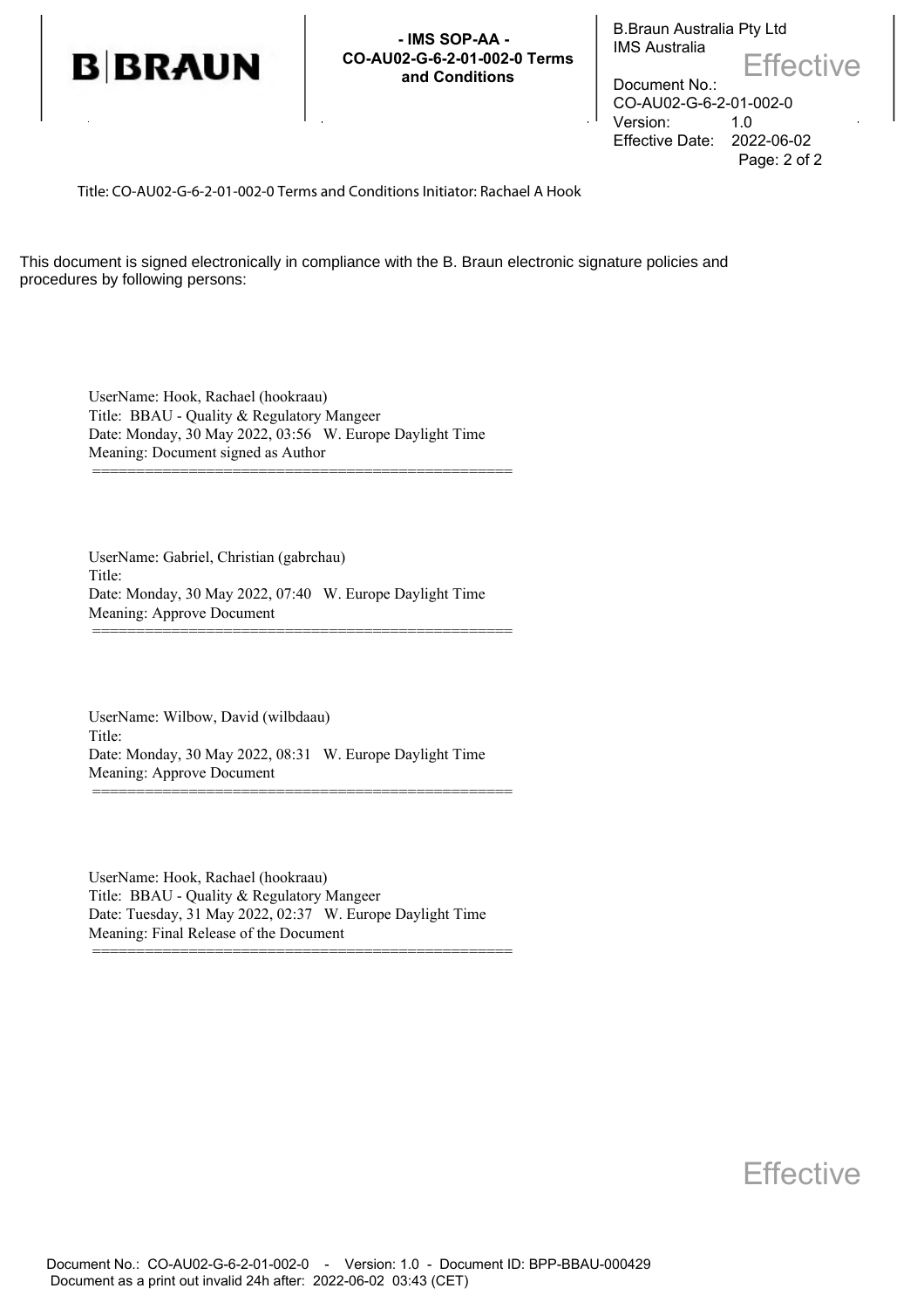Title: CO-AU02-G-6-2-01-002-0 Terms and Conditions Initiator: Rachael A Hook

This document is signed electronically in compliance with the B. Braun electronic signature policies and procedures by following persons:

UserName: Hook, Rachael (hookraau)
Title: BBAU - Quality & Regulatory Mangeer
Date: Monday, 30 May 2022, 03:56 W. Europe Daylight Time
Meaning: Document signed as Author

================================================

UserName: Gabriel, Christian (gabrchau)
Title:
Date: Monday, 30 May 2022, 07:40 W. Europe Daylight Time
Meaning: Approve Document

================================================

UserName: Wilbow, David (wilbdaau)
Title:
Date: Monday, 30 May 2022, 08:31 W. Europe Daylight Time
Meaning: Approve Document

================================================

UserName: Hook, Rachael (hookraau)
Title: BBAU - Quality & Regulatory Mangeer
Date: Tuesday, 31 May 2022, 02:37 W. Europe Daylight Time
Meaning: Final Release of the Document

================================================